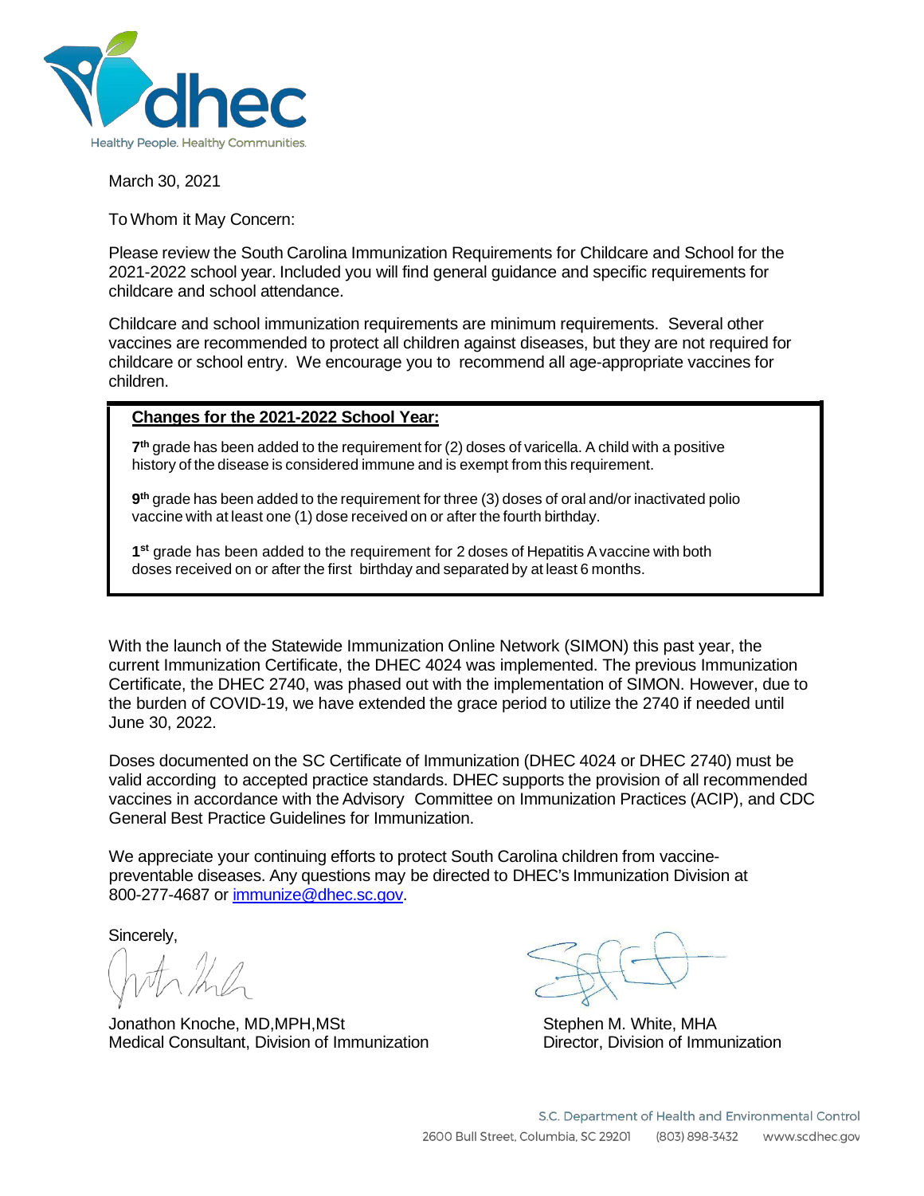dhec

Healthy People. Healthy Communities.

March 30, 2021

To Whom it May Concern:

Please review the South Carolina Immunization Requirements for Childcare and School for the 2021-2022 school year. Included you will find general guidance and specific requirements for childcare and school attendance.

Childcare and school immunization requirements are minimum requirements. Several other vaccines are recommended to protect all children against diseases, but they are not required for childcare or school entry. We encourage you to recommend all age-appropriate vaccines for children.

**Changes for the 2021-2022 School Year:**

**7th** grade has been added to the requirement for (2) doses of varicella. A child with a positive history of the disease is considered immune and is exempt from this requirement.

**9th** grade has been added to the requirement for three (3) doses of oral and/or inactivated polio vaccine with at least one (1) dose received on or after the fourth birthday.

**1st** grade has been added to the requirement for 2 doses of Hepatitis A vaccine with both doses received on or after the first birthday and separated by at least 6 months.

With the launch of the Statewide Immunization Online Network (SIMON) this past year, the current Immunization Certificate, the DHEC 4024 was implemented. The previous Immunization Certificate, the DHEC 2740, was phased out with the implementation of SIMON. However, due to the burden of COVID-19, we have extended the grace period to utilize the 2740 if needed until June 30, 2022.

Doses documented on the SC Certificate of Immunization (DHEC 4024 or DHEC 2740) must be valid according to accepted practice standards. DHEC supports the provision of all recommended vaccines in accordance with the Advisory Committee on Immunization Practices (ACIP), and CDC General Best Practice Guidelines for Immunization.

We appreciate your continuing efforts to protect South Carolina children from vaccine-preventable diseases. Any questions may be directed to DHEC's Immunization Division at 800-277-4687 or immunize@dhec.sc.gov.

Sincerely,

Jonathon Knoche, MD,MPH,MSt
Medical Consultant, Division of Immunization

Stephen M. White, MHA
Director, Division of Immunization

S.C. Department of Health and Environmental Control
2600 Bull Street, Columbia, SC 29201 (803) 898-3432 www.scdhec.gov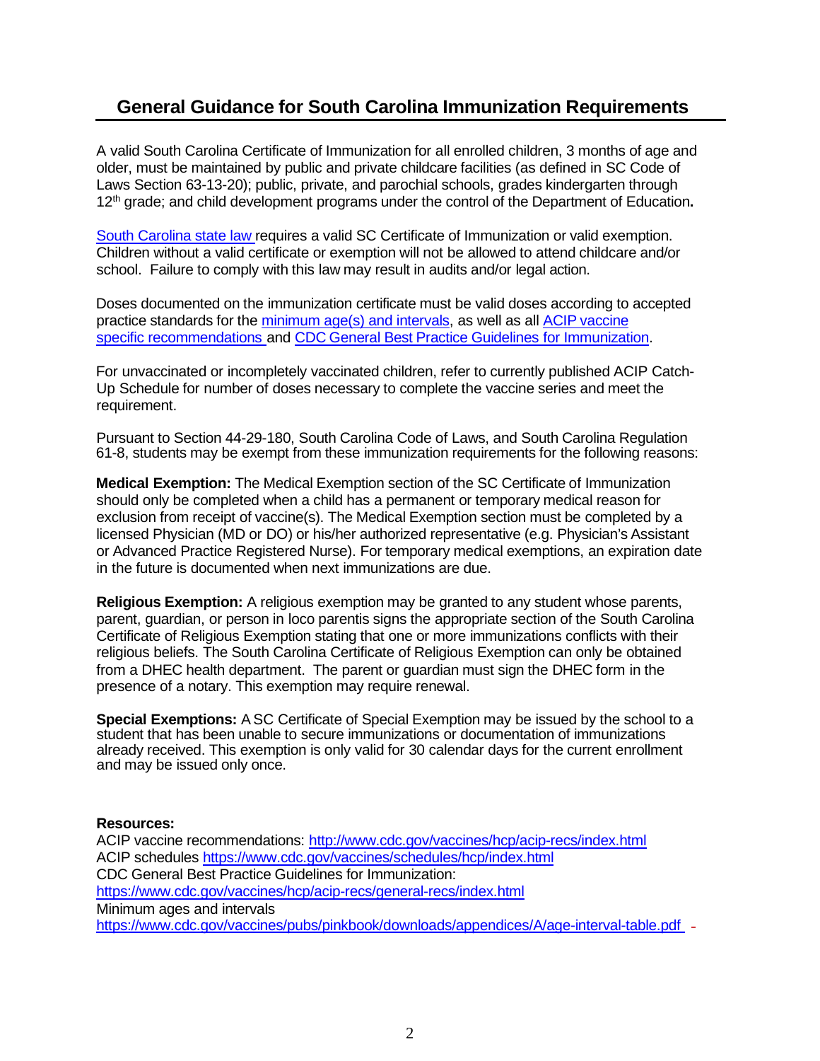## General Guidance for South Carolina Immunization Requirements

A valid South Carolina Certificate of Immunization for all enrolled children, 3 months of age and older, must be maintained by public and private childcare facilities (as defined in SC Code of Laws Section 63-13-20); public, private, and parochial schools, grades kindergarten through 12th grade; and child development programs under the control of the Department of Education**.**

South Carolina state law requires a valid SC Certificate of Immunization or valid exemption. Children without a valid certificate or exemption will not be allowed to attend childcare and/or school. Failure to comply with this law may result in audits and/or legal action.

Doses documented on the immunization certificate must be valid doses according to accepted practice standards for the minimum age(s) and intervals, as well as all ACIP vaccine specific recommendations and CDC General Best Practice Guidelines for Immunization.

For unvaccinated or incompletely vaccinated children, refer to currently published ACIP Catch-Up Schedule for number of doses necessary to complete the vaccine series and meet the requirement.

Pursuant to Section 44-29-180, South Carolina Code of Laws, and South Carolina Regulation 61-8, students may be exempt from these immunization requirements for the following reasons:

**Medical Exemption:** The Medical Exemption section of the SC Certificate of Immunization should only be completed when a child has a permanent or temporary medical reason for exclusion from receipt of vaccine(s). The Medical Exemption section must be completed by a licensed Physician (MD or DO) or his/her authorized representative (e.g. Physician's Assistant or Advanced Practice Registered Nurse). For temporary medical exemptions, an expiration date in the future is documented when next immunizations are due.

**Religious Exemption:** A religious exemption may be granted to any student whose parents, parent, guardian, or person in loco parentis signs the appropriate section of the South Carolina Certificate of Religious Exemption stating that one or more immunizations conflicts with their religious beliefs. The South Carolina Certificate of Religious Exemption can only be obtained from a DHEC health department. The parent or guardian must sign the DHEC form in the presence of a notary. This exemption may require renewal.

**Special Exemptions:** A SC Certificate of Special Exemption may be issued by the school to a student that has been unable to secure immunizations or documentation of immunizations already received. This exemption is only valid for 30 calendar days for the current enrollment and may be issued only once.

**Resources:**
ACIP vaccine recommendations: http://www.cdc.gov/vaccines/hcp/acip-recs/index.html
ACIP schedules https://www.cdc.gov/vaccines/schedules/hcp/index.html
CDC General Best Practice Guidelines for Immunization:
https://www.cdc.gov/vaccines/hcp/acip-recs/general-recs/index.html
Minimum ages and intervals
https://www.cdc.gov/vaccines/pubs/pinkbook/downloads/appendices/A/age-interval-table.pdf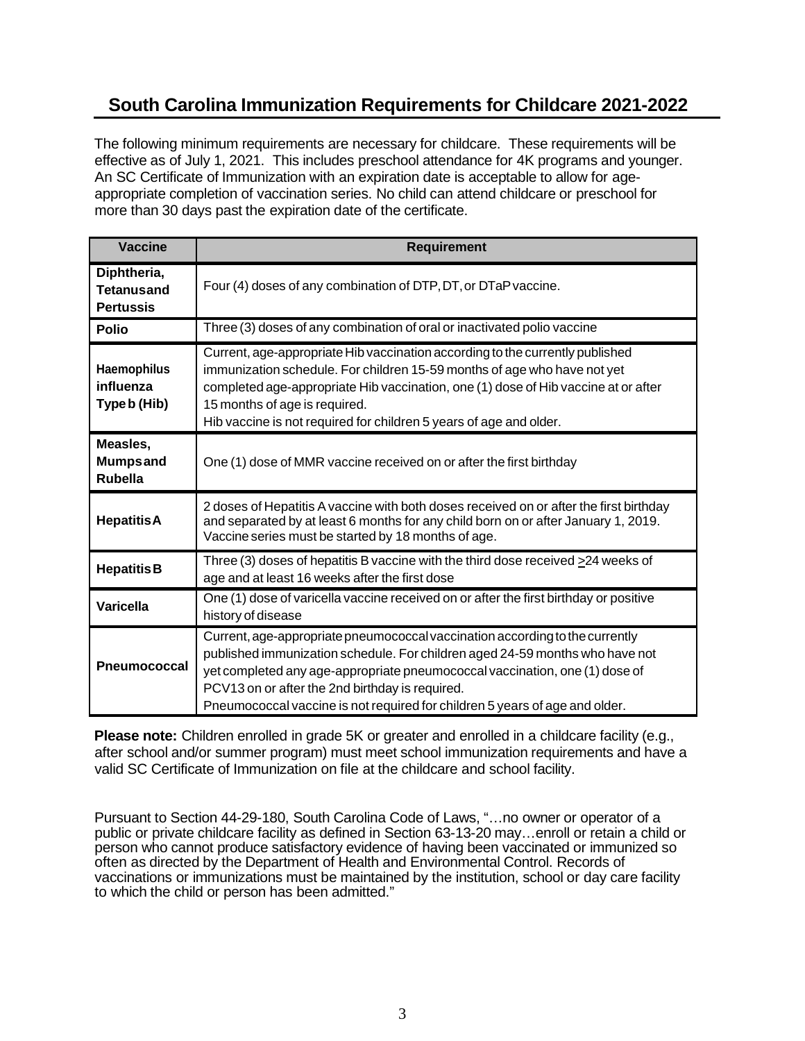## South Carolina Immunization Requirements for Childcare 2021-2022

The following minimum requirements are necessary for childcare. These requirements will be effective as of July 1, 2021. This includes preschool attendance for 4K programs and younger. An SC Certificate of Immunization with an expiration date is acceptable to allow for age-appropriate completion of vaccination series. No child can attend childcare or preschool for more than 30 days past the expiration date of the certificate.

| Vaccine | Requirement |
|---|---|
| **Diphtheria, Tetanus and Pertussis** | Four (4) doses of any combination of DTP, DT, or DTaP vaccine. |
| **Polio** | Three (3) doses of any combination of oral or inactivated polio vaccine |
| **Haemophilus influenza Type b (Hib)** | Current, age-appropriate Hib vaccination according to the currently published immunization schedule. For children 15-59 months of age who have not yet completed age-appropriate Hib vaccination, one (1) dose of Hib vaccine at or after 15 months of age is required.<br>Hib vaccine is not required for children 5 years of age and older. |
| **Measles, Mumps and Rubella** | One (1) dose of MMR vaccine received on or after the first birthday |
| **Hepatitis A** | 2 doses of Hepatitis A vaccine with both doses received on or after the first birthday and separated by at least 6 months for any child born on or after January 1, 2019. Vaccine series must be started by 18 months of age. |
| **Hepatitis B** | Three (3) doses of hepatitis B vaccine with the third dose received ≥24 weeks of age and at least 16 weeks after the first dose |
| **Varicella** | One (1) dose of varicella vaccine received on or after the first birthday or positive history of disease |
| **Pneumococcal** | Current, age-appropriate pneumococcal vaccination according to the currently published immunization schedule. For children aged 24-59 months who have not yet completed any age-appropriate pneumococcal vaccination, one (1) dose of PCV13 on or after the 2nd birthday is required.<br>Pneumococcal vaccine is not required for children 5 years of age and older. |

**Please note:** Children enrolled in grade 5K or greater and enrolled in a childcare facility (e.g., after school and/or summer program) must meet school immunization requirements and have a valid SC Certificate of Immunization on file at the childcare and school facility.

Pursuant to Section 44-29-180, South Carolina Code of Laws, "…no owner or operator of a public or private childcare facility as defined in Section 63-13-20 may…enroll or retain a child or person who cannot produce satisfactory evidence of having been vaccinated or immunized so often as directed by the Department of Health and Environmental Control. Records of vaccinations or immunizations must be maintained by the institution, school or day care facility to which the child or person has been admitted."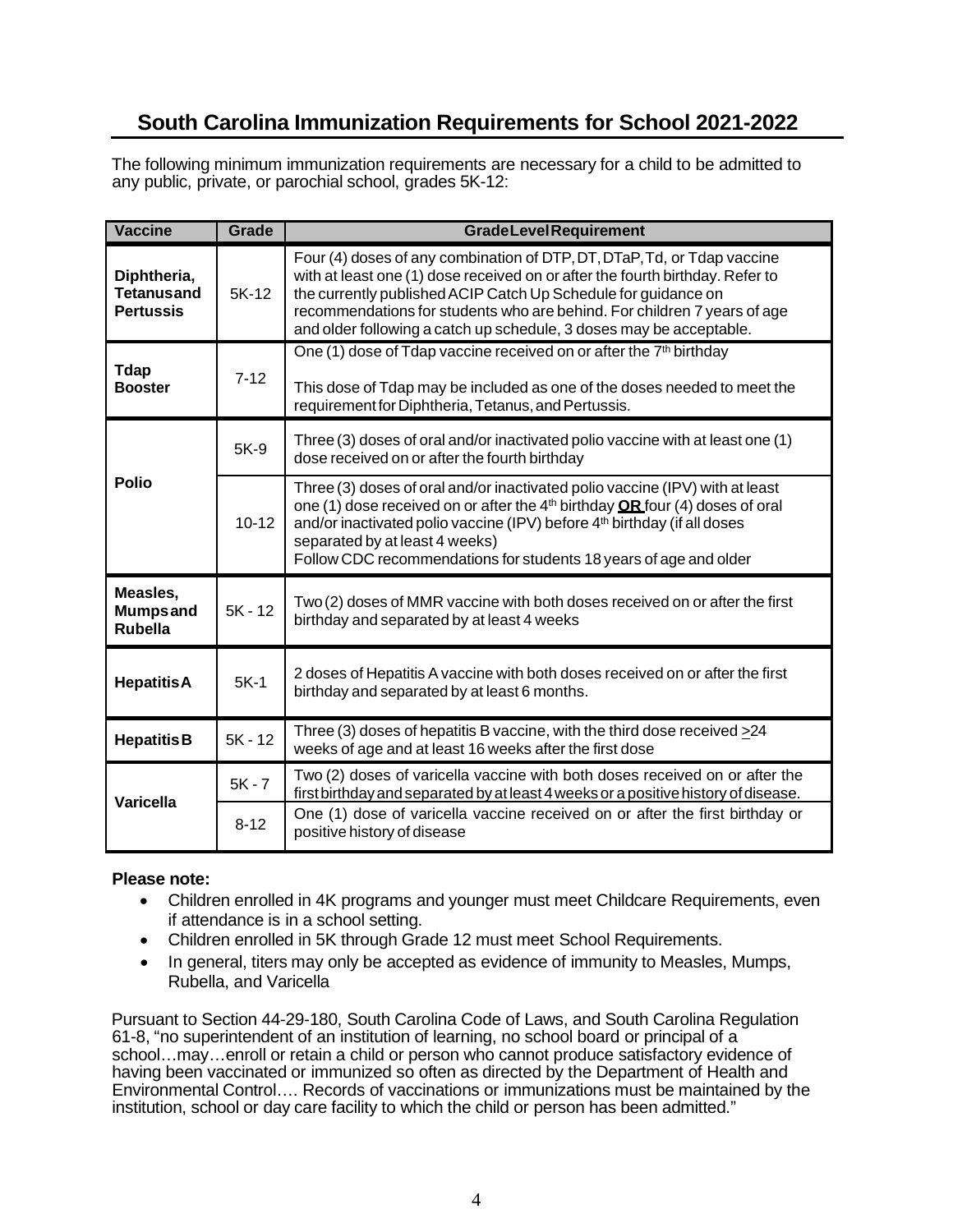# South Carolina Immunization Requirements for School 2021-2022

The following minimum immunization requirements are necessary for a child to be admitted to any public, private, or parochial school, grades 5K-12:

| Vaccine | Grade | Grade Level Requirement |
|---|---|---|
| **Diphtheria, Tetanus and Pertussis** | 5K-12 | Four (4) doses of any combination of DTP, DT, DTaP, Td, or Tdap vaccine with at least one (1) dose received on or after the fourth birthday. Refer to the currently published ACIP Catch Up Schedule for guidance on recommendations for students who are behind. For children 7 years of age and older following a catch up schedule, 3 doses may be acceptable. |
| **Tdap Booster** | 7-12 | One (1) dose of Tdap vaccine received on or after the 7th birthday<br><br>This dose of Tdap may be included as one of the doses needed to meet the requirement for Diphtheria, Tetanus, and Pertussis. |
| **Polio** | 5K-9 | Three (3) doses of oral and/or inactivated polio vaccine with at least one (1) dose received on or after the fourth birthday |
| | 10-12 | Three (3) doses of oral and/or inactivated polio vaccine (IPV) with at least one (1) dose received on or after the 4th birthday **OR** four (4) doses of oral and/or inactivated polio vaccine (IPV) before 4th birthday (if all doses separated by at least 4 weeks)<br>Follow CDC recommendations for students 18 years of age and older |
| **Measles, Mumps and Rubella** | 5K - 12 | Two (2) doses of MMR vaccine with both doses received on or after the first birthday and separated by at least 4 weeks |
| **Hepatitis A** | 5K-1 | 2 doses of Hepatitis A vaccine with both doses received on or after the first birthday and separated by at least 6 months. |
| **Hepatitis B** | 5K - 12 | Three (3) doses of hepatitis B vaccine, with the third dose received ≥24 weeks of age and at least 16 weeks after the first dose |
| **Varicella** | 5K - 7 | Two (2) doses of varicella vaccine with both doses received on or after the first birthday and separated by at least 4 weeks or a positive history of disease. |
| | 8-12 | One (1) dose of varicella vaccine received on or after the first birthday or positive history of disease |

**Please note:**

- Children enrolled in 4K programs and younger must meet Childcare Requirements, even if attendance is in a school setting.
- Children enrolled in 5K through Grade 12 must meet School Requirements.
- In general, titers may only be accepted as evidence of immunity to Measles, Mumps, Rubella, and Varicella

Pursuant to Section 44-29-180, South Carolina Code of Laws, and South Carolina Regulation 61-8, "no superintendent of an institution of learning, no school board or principal of a school…may…enroll or retain a child or person who cannot produce satisfactory evidence of having been vaccinated or immunized so often as directed by the Department of Health and Environmental Control…. Records of vaccinations or immunizations must be maintained by the institution, school or day care facility to which the child or person has been admitted."